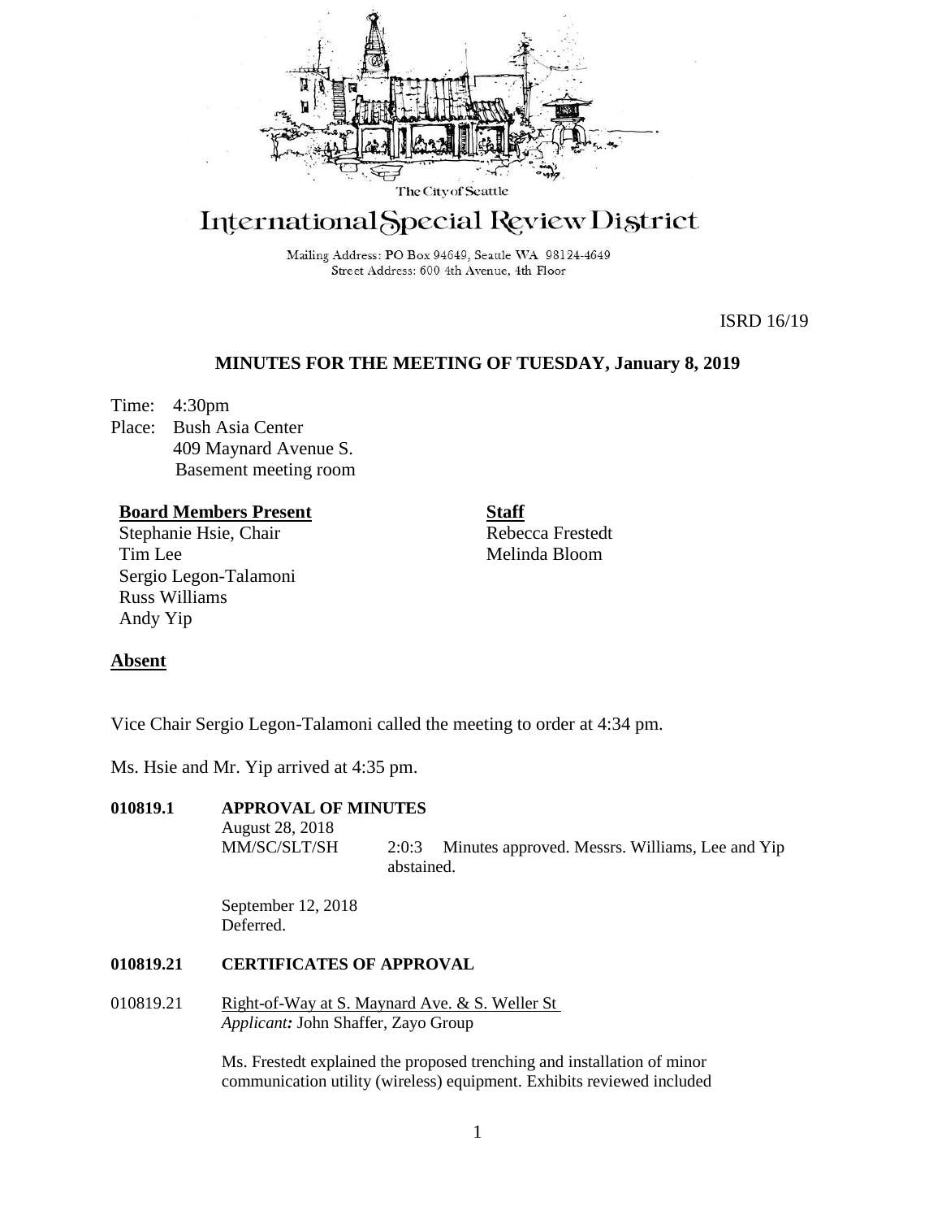The City of Seattle

# International Special Review District

Mailing Address: PO Box 94649, Seattle WA 98124-4649
Street Address: 600 4th Avenue, 4th Floor

ISRD 16/19

## MINUTES FOR THE MEETING OF TUESDAY, January 8, 2019

Time: 4:30pm
Place: Bush Asia Center
409 Maynard Avenue S.
Basement meeting room

**Board Members Present**
Stephanie Hsie, Chair
Tim Lee
Sergio Legon-Talamoni
Russ Williams
Andy Yip

**Staff**
Rebecca Frestedt
Melinda Bloom

**Absent**

Vice Chair Sergio Legon-Talamoni called the meeting to order at 4:34 pm.

Ms. Hsie and Mr. Yip arrived at 4:35 pm.

**010819.1 APPROVAL OF MINUTES**

August 28, 2018
MM/SC/SLT/SH 2:0:3 Minutes approved. Messrs. Williams, Lee and Yip abstained.

September 12, 2018
Deferred.

**010819.21 CERTIFICATES OF APPROVAL**

010819.21 Right-of-Way at S. Maynard Ave. & S. Weller St
*Applicant:* John Shaffer, Zayo Group

Ms. Frestedt explained the proposed trenching and installation of minor communication utility (wireless) equipment. Exhibits reviewed included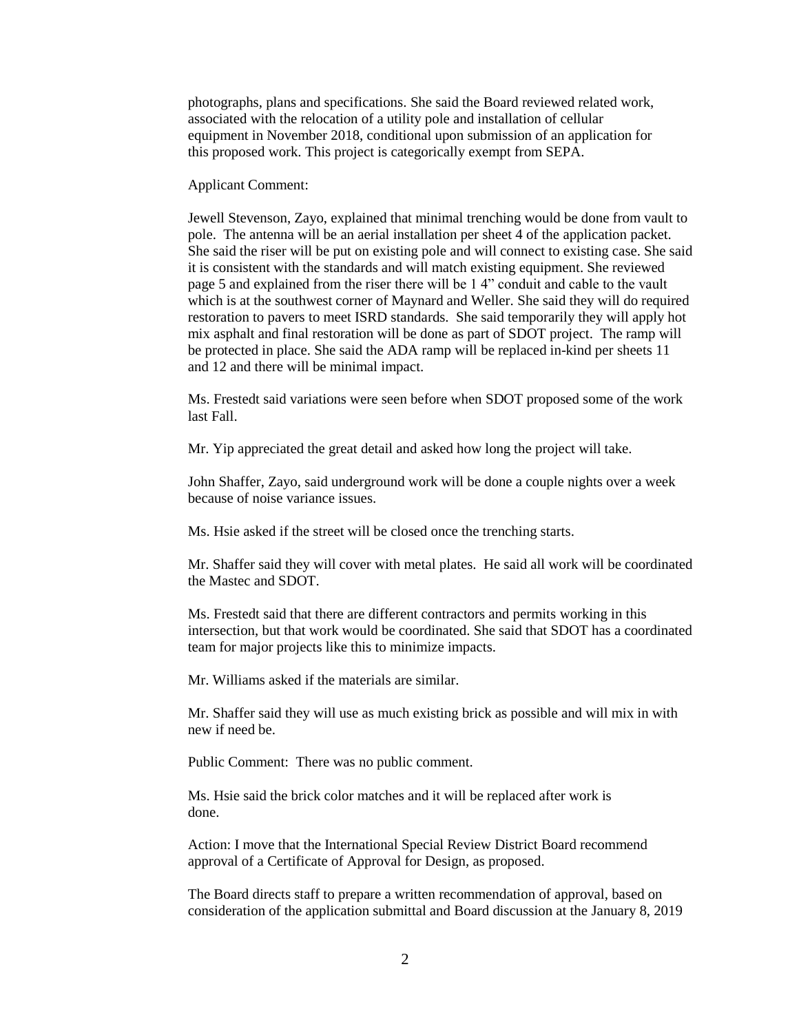photographs, plans and specifications. She said the Board reviewed related work, associated with the relocation of a utility pole and installation of cellular equipment in November 2018, conditional upon submission of an application for this proposed work. This project is categorically exempt from SEPA.

Applicant Comment:

Jewell Stevenson, Zayo, explained that minimal trenching would be done from vault to pole. The antenna will be an aerial installation per sheet 4 of the application packet. She said the riser will be put on existing pole and will connect to existing case. She said it is consistent with the standards and will match existing equipment. She reviewed page 5 and explained from the riser there will be 1 4" conduit and cable to the vault which is at the southwest corner of Maynard and Weller. She said they will do required restoration to pavers to meet ISRD standards. She said temporarily they will apply hot mix asphalt and final restoration will be done as part of SDOT project. The ramp will be protected in place. She said the ADA ramp will be replaced in-kind per sheets 11 and 12 and there will be minimal impact.

Ms. Frestedt said variations were seen before when SDOT proposed some of the work last Fall.

Mr. Yip appreciated the great detail and asked how long the project will take.

John Shaffer, Zayo, said underground work will be done a couple nights over a week because of noise variance issues.

Ms. Hsie asked if the street will be closed once the trenching starts.

Mr. Shaffer said they will cover with metal plates. He said all work will be coordinated the Mastec and SDOT.

Ms. Frestedt said that there are different contractors and permits working in this intersection, but that work would be coordinated. She said that SDOT has a coordinated team for major projects like this to minimize impacts.

Mr. Williams asked if the materials are similar.

Mr. Shaffer said they will use as much existing brick as possible and will mix in with new if need be.

Public Comment: There was no public comment.

Ms. Hsie said the brick color matches and it will be replaced after work is done.

Action: I move that the International Special Review District Board recommend approval of a Certificate of Approval for Design, as proposed.

The Board directs staff to prepare a written recommendation of approval, based on consideration of the application submittal and Board discussion at the January 8, 2019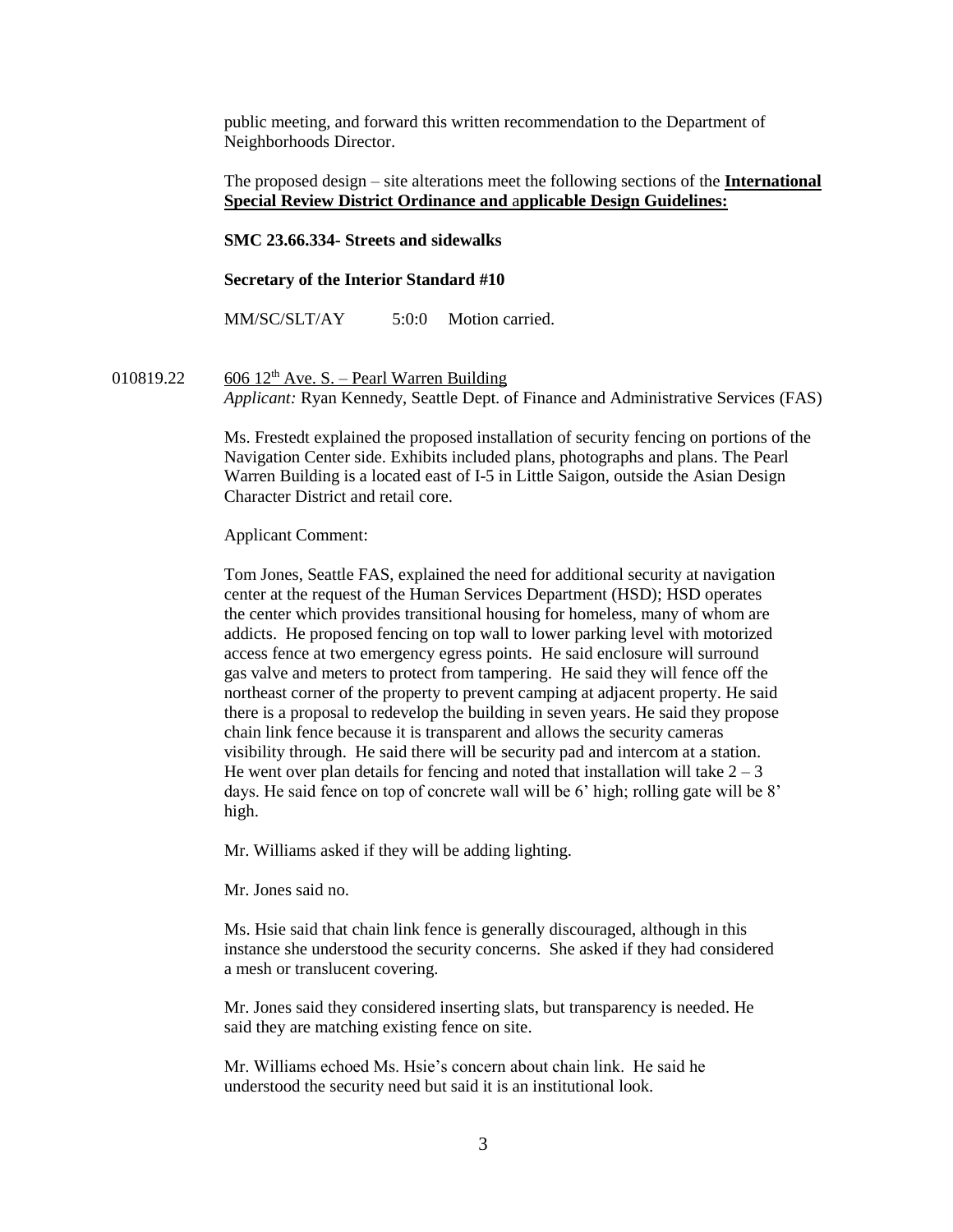public meeting, and forward this written recommendation to the Department of Neighborhoods Director.

The proposed design – site alterations meet the following sections of the **International Special Review District Ordinance and applicable Design Guidelines:**

**SMC 23.66.334- Streets and sidewalks**

**Secretary of the Interior Standard #10**

MM/SC/SLT/AY 5:0:0 Motion carried.

010819.22 606 12th Ave. S. – Pearl Warren Building
*Applicant:* Ryan Kennedy, Seattle Dept. of Finance and Administrative Services (FAS)

Ms. Frestedt explained the proposed installation of security fencing on portions of the Navigation Center side. Exhibits included plans, photographs and plans. The Pearl Warren Building is a located east of I-5 in Little Saigon, outside the Asian Design Character District and retail core.

Applicant Comment:

Tom Jones, Seattle FAS, explained the need for additional security at navigation center at the request of the Human Services Department (HSD); HSD operates the center which provides transitional housing for homeless, many of whom are addicts. He proposed fencing on top wall to lower parking level with motorized access fence at two emergency egress points. He said enclosure will surround gas valve and meters to protect from tampering. He said they will fence off the northeast corner of the property to prevent camping at adjacent property. He said there is a proposal to redevelop the building in seven years. He said they propose chain link fence because it is transparent and allows the security cameras visibility through. He said there will be security pad and intercom at a station. He went over plan details for fencing and noted that installation will take 2 – 3 days. He said fence on top of concrete wall will be 6' high; rolling gate will be 8' high.

Mr. Williams asked if they will be adding lighting.

Mr. Jones said no.

Ms. Hsie said that chain link fence is generally discouraged, although in this instance she understood the security concerns. She asked if they had considered a mesh or translucent covering.

Mr. Jones said they considered inserting slats, but transparency is needed. He said they are matching existing fence on site.

Mr. Williams echoed Ms. Hsie's concern about chain link. He said he understood the security need but said it is an institutional look.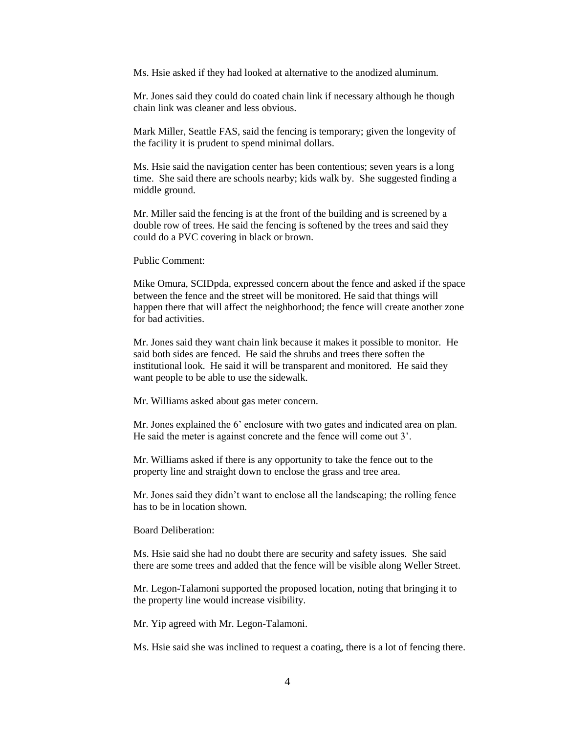Ms. Hsie asked if they had looked at alternative to the anodized aluminum.

Mr. Jones said they could do coated chain link if necessary although he though chain link was cleaner and less obvious.

Mark Miller, Seattle FAS, said the fencing is temporary; given the longevity of the facility it is prudent to spend minimal dollars.

Ms. Hsie said the navigation center has been contentious; seven years is a long time. She said there are schools nearby; kids walk by. She suggested finding a middle ground.

Mr. Miller said the fencing is at the front of the building and is screened by a double row of trees. He said the fencing is softened by the trees and said they could do a PVC covering in black or brown.

Public Comment:

Mike Omura, SCIDpda, expressed concern about the fence and asked if the space between the fence and the street will be monitored. He said that things will happen there that will affect the neighborhood; the fence will create another zone for bad activities.

Mr. Jones said they want chain link because it makes it possible to monitor. He said both sides are fenced. He said the shrubs and trees there soften the institutional look. He said it will be transparent and monitored. He said they want people to be able to use the sidewalk.

Mr. Williams asked about gas meter concern.

Mr. Jones explained the 6' enclosure with two gates and indicated area on plan. He said the meter is against concrete and the fence will come out 3'.

Mr. Williams asked if there is any opportunity to take the fence out to the property line and straight down to enclose the grass and tree area.

Mr. Jones said they didn't want to enclose all the landscaping; the rolling fence has to be in location shown.

Board Deliberation:

Ms. Hsie said she had no doubt there are security and safety issues. She said there are some trees and added that the fence will be visible along Weller Street.

Mr. Legon-Talamoni supported the proposed location, noting that bringing it to the property line would increase visibility.

Mr. Yip agreed with Mr. Legon-Talamoni.

Ms. Hsie said she was inclined to request a coating, there is a lot of fencing there.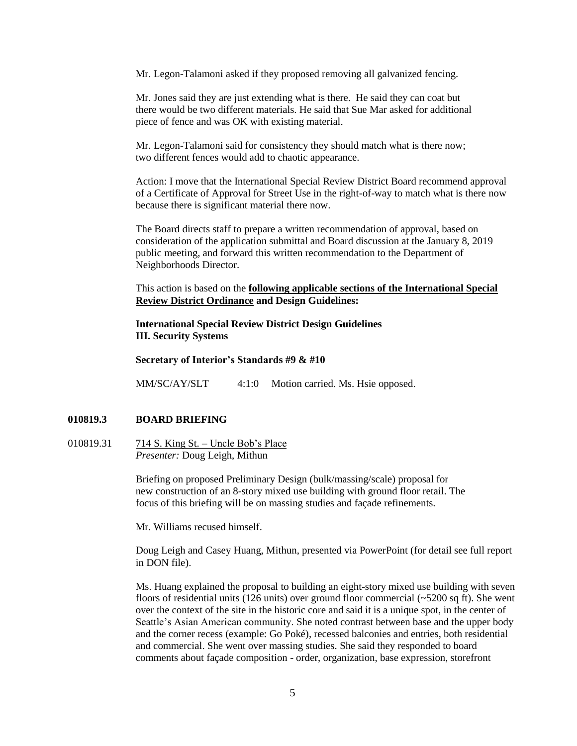Mr. Legon-Talamoni asked if they proposed removing all galvanized fencing.

Mr. Jones said they are just extending what is there. He said they can coat but there would be two different materials. He said that Sue Mar asked for additional piece of fence and was OK with existing material.

Mr. Legon-Talamoni said for consistency they should match what is there now; two different fences would add to chaotic appearance.

Action: I move that the International Special Review District Board recommend approval of a Certificate of Approval for Street Use in the right-of-way to match what is there now because there is significant material there now.

The Board directs staff to prepare a written recommendation of approval, based on consideration of the application submittal and Board discussion at the January 8, 2019 public meeting, and forward this written recommendation to the Department of Neighborhoods Director.

This action is based on the **<u>following applicable sections of the International Special Review District Ordinance</u> and Design Guidelines:**

**International Special Review District Design Guidelines**
**III. Security Systems**

**Secretary of Interior's Standards #9 & #10**

MM/SC/AY/SLT 4:1:0 Motion carried. Ms. Hsie opposed.

## 010819.3 BOARD BRIEFING

010819.31 <u>714 S. King St. – Uncle Bob's Place</u>
*Presenter:* Doug Leigh, Mithun

Briefing on proposed Preliminary Design (bulk/massing/scale) proposal for new construction of an 8-story mixed use building with ground floor retail. The focus of this briefing will be on massing studies and façade refinements.

Mr. Williams recused himself.

Doug Leigh and Casey Huang, Mithun, presented via PowerPoint (for detail see full report in DON file).

Ms. Huang explained the proposal to building an eight-story mixed use building with seven floors of residential units (126 units) over ground floor commercial (~5200 sq ft). She went over the context of the site in the historic core and said it is a unique spot, in the center of Seattle's Asian American community. She noted contrast between base and the upper body and the corner recess (example: Go Poké), recessed balconies and entries, both residential and commercial. She went over massing studies. She said they responded to board comments about façade composition - order, organization, base expression, storefront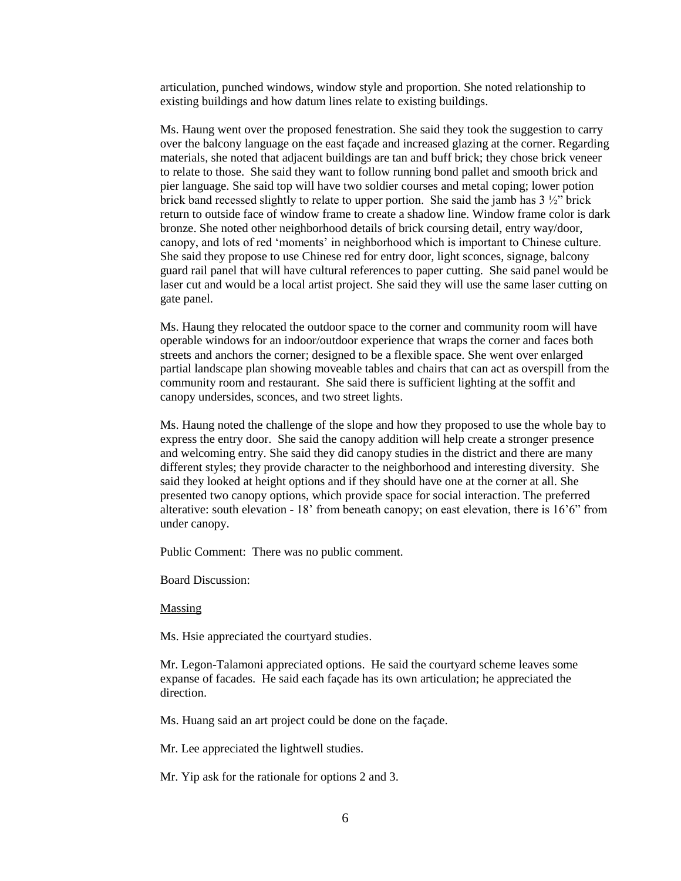articulation, punched windows, window style and proportion. She noted relationship to existing buildings and how datum lines relate to existing buildings.

Ms. Haung went over the proposed fenestration. She said they took the suggestion to carry over the balcony language on the east façade and increased glazing at the corner. Regarding materials, she noted that adjacent buildings are tan and buff brick; they chose brick veneer to relate to those. She said they want to follow running bond pallet and smooth brick and pier language. She said top will have two soldier courses and metal coping; lower potion brick band recessed slightly to relate to upper portion. She said the jamb has 3 ½" brick return to outside face of window frame to create a shadow line. Window frame color is dark bronze. She noted other neighborhood details of brick coursing detail, entry way/door, canopy, and lots of red 'moments' in neighborhood which is important to Chinese culture. She said they propose to use Chinese red for entry door, light sconces, signage, balcony guard rail panel that will have cultural references to paper cutting. She said panel would be laser cut and would be a local artist project. She said they will use the same laser cutting on gate panel.

Ms. Haung they relocated the outdoor space to the corner and community room will have operable windows for an indoor/outdoor experience that wraps the corner and faces both streets and anchors the corner; designed to be a flexible space. She went over enlarged partial landscape plan showing moveable tables and chairs that can act as overspill from the community room and restaurant. She said there is sufficient lighting at the soffit and canopy undersides, sconces, and two street lights.

Ms. Haung noted the challenge of the slope and how they proposed to use the whole bay to express the entry door. She said the canopy addition will help create a stronger presence and welcoming entry. She said they did canopy studies in the district and there are many different styles; they provide character to the neighborhood and interesting diversity. She said they looked at height options and if they should have one at the corner at all. She presented two canopy options, which provide space for social interaction. The preferred alterative: south elevation - 18' from beneath canopy; on east elevation, there is 16'6" from under canopy.

Public Comment: There was no public comment.

Board Discussion:

Massing

Ms. Hsie appreciated the courtyard studies.

Mr. Legon-Talamoni appreciated options. He said the courtyard scheme leaves some expanse of facades. He said each façade has its own articulation; he appreciated the direction.

Ms. Huang said an art project could be done on the façade.

Mr. Lee appreciated the lightwell studies.

Mr. Yip ask for the rationale for options 2 and 3.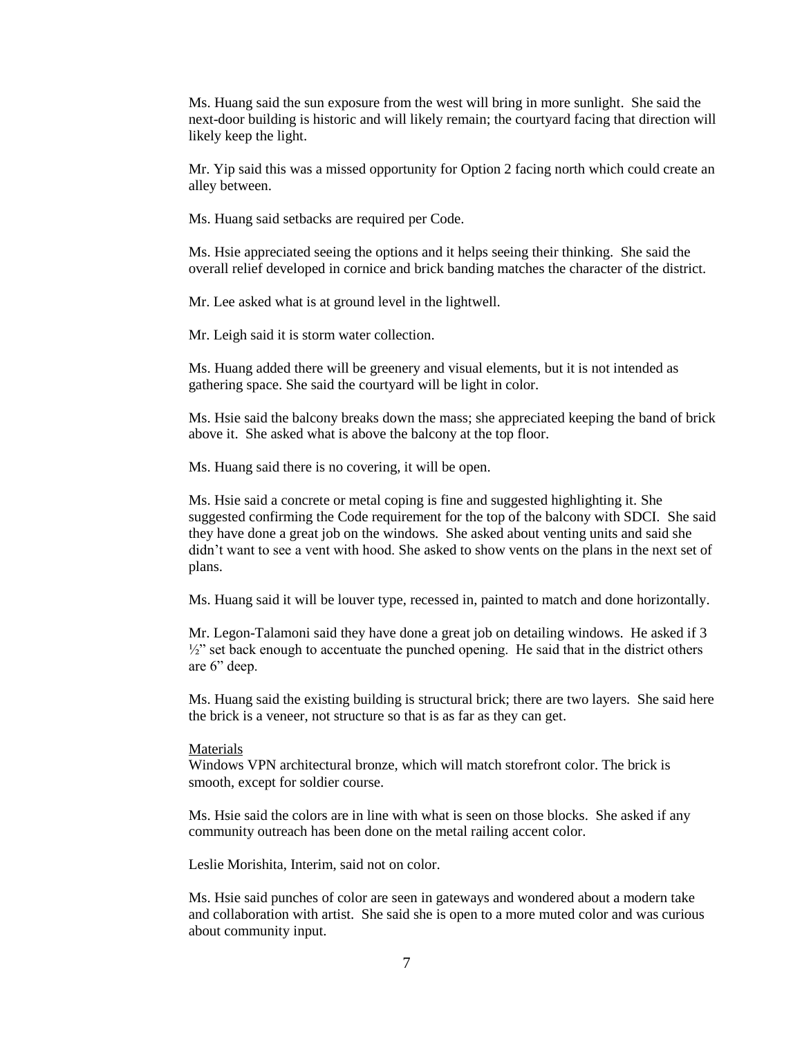Ms. Huang said the sun exposure from the west will bring in more sunlight. She said the next-door building is historic and will likely remain; the courtyard facing that direction will likely keep the light.

Mr. Yip said this was a missed opportunity for Option 2 facing north which could create an alley between.

Ms. Huang said setbacks are required per Code.

Ms. Hsie appreciated seeing the options and it helps seeing their thinking. She said the overall relief developed in cornice and brick banding matches the character of the district.

Mr. Lee asked what is at ground level in the lightwell.

Mr. Leigh said it is storm water collection.

Ms. Huang added there will be greenery and visual elements, but it is not intended as gathering space. She said the courtyard will be light in color.

Ms. Hsie said the balcony breaks down the mass; she appreciated keeping the band of brick above it. She asked what is above the balcony at the top floor.

Ms. Huang said there is no covering, it will be open.

Ms. Hsie said a concrete or metal coping is fine and suggested highlighting it. She suggested confirming the Code requirement for the top of the balcony with SDCI. She said they have done a great job on the windows. She asked about venting units and said she didn't want to see a vent with hood. She asked to show vents on the plans in the next set of plans.

Ms. Huang said it will be louver type, recessed in, painted to match and done horizontally.

Mr. Legon-Talamoni said they have done a great job on detailing windows. He asked if 3 ½" set back enough to accentuate the punched opening. He said that in the district others are 6" deep.

Ms. Huang said the existing building is structural brick; there are two layers. She said here the brick is a veneer, not structure so that is as far as they can get.

Materials

Windows VPN architectural bronze, which will match storefront color. The brick is smooth, except for soldier course.

Ms. Hsie said the colors are in line with what is seen on those blocks. She asked if any community outreach has been done on the metal railing accent color.

Leslie Morishita, Interim, said not on color.

Ms. Hsie said punches of color are seen in gateways and wondered about a modern take and collaboration with artist. She said she is open to a more muted color and was curious about community input.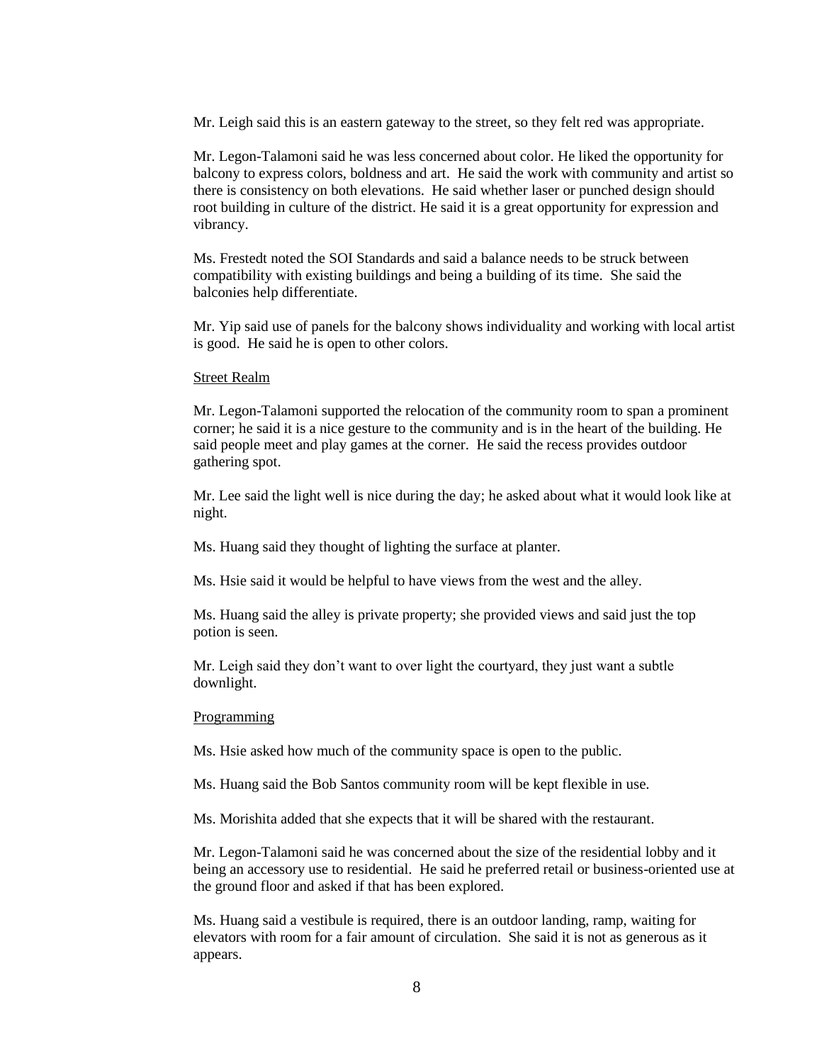Mr. Leigh said this is an eastern gateway to the street, so they felt red was appropriate.

Mr. Legon-Talamoni said he was less concerned about color. He liked the opportunity for balcony to express colors, boldness and art. He said the work with community and artist so there is consistency on both elevations. He said whether laser or punched design should root building in culture of the district. He said it is a great opportunity for expression and vibrancy.

Ms. Frestedt noted the SOI Standards and said a balance needs to be struck between compatibility with existing buildings and being a building of its time. She said the balconies help differentiate.

Mr. Yip said use of panels for the balcony shows individuality and working with local artist is good. He said he is open to other colors.

Street Realm

Mr. Legon-Talamoni supported the relocation of the community room to span a prominent corner; he said it is a nice gesture to the community and is in the heart of the building. He said people meet and play games at the corner. He said the recess provides outdoor gathering spot.

Mr. Lee said the light well is nice during the day; he asked about what it would look like at night.

Ms. Huang said they thought of lighting the surface at planter.

Ms. Hsie said it would be helpful to have views from the west and the alley.

Ms. Huang said the alley is private property; she provided views and said just the top potion is seen.

Mr. Leigh said they don't want to over light the courtyard, they just want a subtle downlight.

Programming

Ms. Hsie asked how much of the community space is open to the public.

Ms. Huang said the Bob Santos community room will be kept flexible in use.

Ms. Morishita added that she expects that it will be shared with the restaurant.

Mr. Legon-Talamoni said he was concerned about the size of the residential lobby and it being an accessory use to residential. He said he preferred retail or business-oriented use at the ground floor and asked if that has been explored.

Ms. Huang said a vestibule is required, there is an outdoor landing, ramp, waiting for elevators with room for a fair amount of circulation. She said it is not as generous as it appears.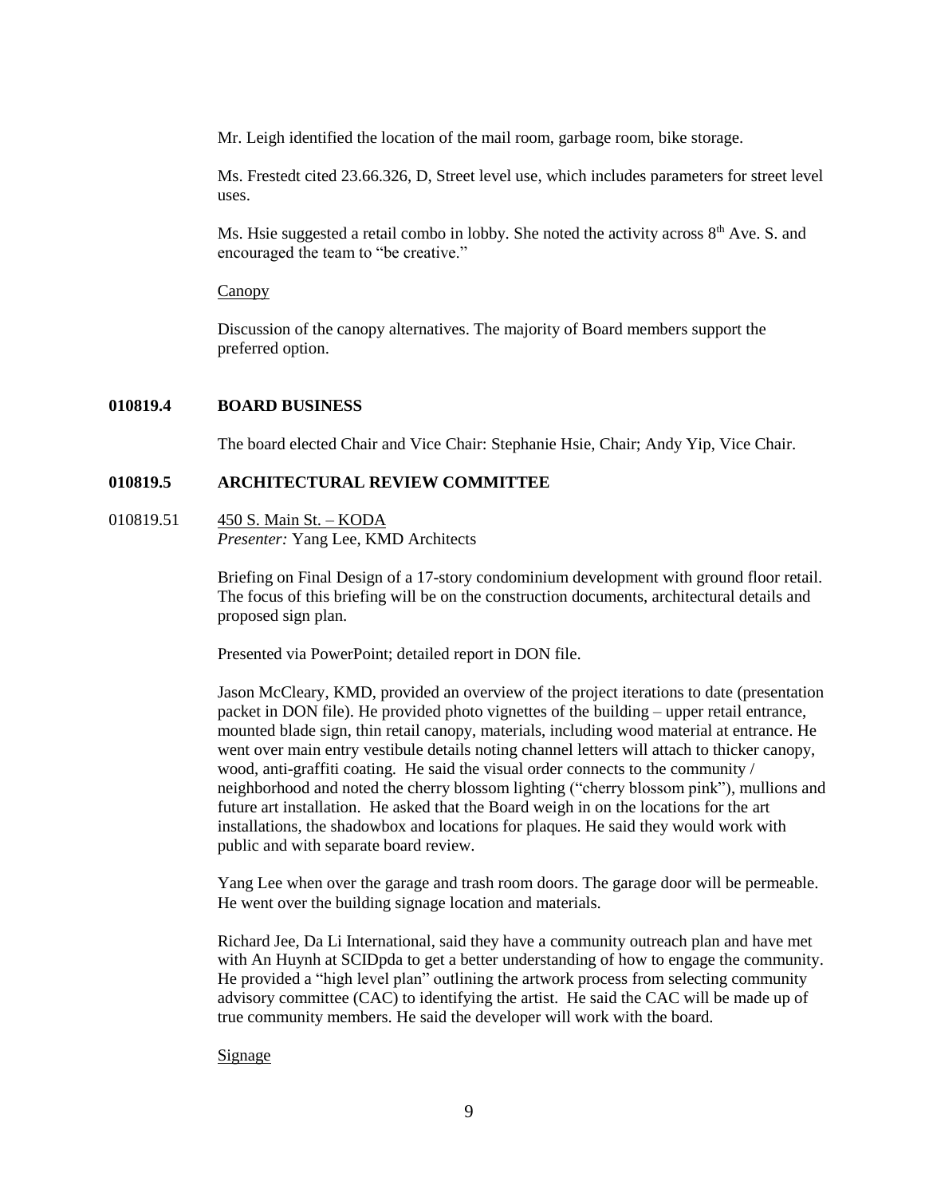Mr. Leigh identified the location of the mail room, garbage room, bike storage.

Ms. Frestedt cited 23.66.326, D, Street level use, which includes parameters for street level uses.

Ms. Hsie suggested a retail combo in lobby. She noted the activity across 8th Ave. S. and encouraged the team to "be creative."

Canopy

Discussion of the canopy alternatives. The majority of Board members support the preferred option.

**010819.4 BOARD BUSINESS**

The board elected Chair and Vice Chair: Stephanie Hsie, Chair; Andy Yip, Vice Chair.

**010819.5 ARCHITECTURAL REVIEW COMMITTEE**

010819.51 450 S. Main St. – KODA
*Presenter:* Yang Lee, KMD Architects

Briefing on Final Design of a 17-story condominium development with ground floor retail. The focus of this briefing will be on the construction documents, architectural details and proposed sign plan.

Presented via PowerPoint; detailed report in DON file.

Jason McCleary, KMD, provided an overview of the project iterations to date (presentation packet in DON file). He provided photo vignettes of the building – upper retail entrance, mounted blade sign, thin retail canopy, materials, including wood material at entrance. He went over main entry vestibule details noting channel letters will attach to thicker canopy, wood, anti-graffiti coating. He said the visual order connects to the community / neighborhood and noted the cherry blossom lighting ("cherry blossom pink"), mullions and future art installation. He asked that the Board weigh in on the locations for the art installations, the shadowbox and locations for plaques. He said they would work with public and with separate board review.

Yang Lee when over the garage and trash room doors. The garage door will be permeable. He went over the building signage location and materials.

Richard Jee, Da Li International, said they have a community outreach plan and have met with An Huynh at SCIDpda to get a better understanding of how to engage the community. He provided a "high level plan" outlining the artwork process from selecting community advisory committee (CAC) to identifying the artist. He said the CAC will be made up of true community members. He said the developer will work with the board.

Signage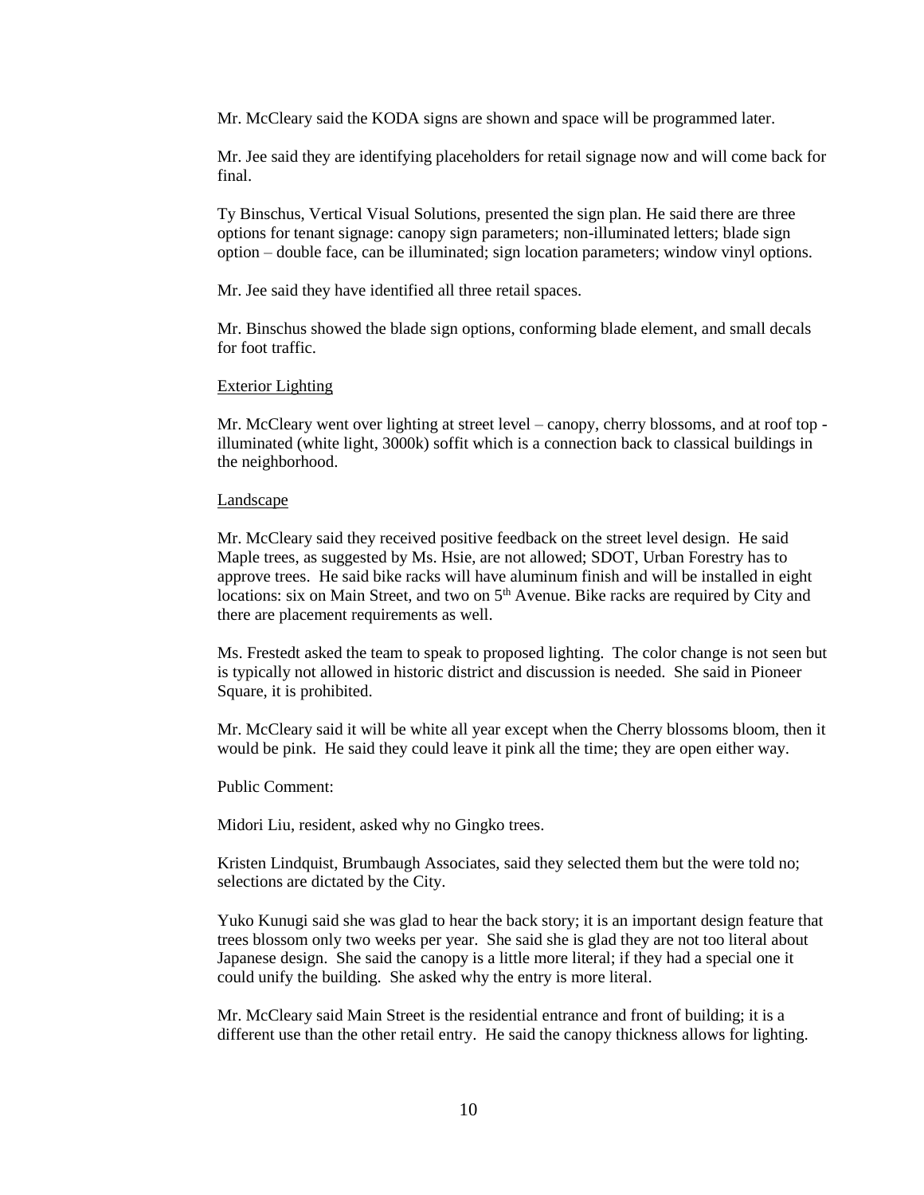Mr. McCleary said the KODA signs are shown and space will be programmed later.

Mr. Jee said they are identifying placeholders for retail signage now and will come back for final.

Ty Binschus, Vertical Visual Solutions, presented the sign plan. He said there are three options for tenant signage: canopy sign parameters; non-illuminated letters; blade sign option – double face, can be illuminated; sign location parameters; window vinyl options.

Mr. Jee said they have identified all three retail spaces.

Mr. Binschus showed the blade sign options, conforming blade element, and small decals for foot traffic.

<u>Exterior Lighting</u>

Mr. McCleary went over lighting at street level – canopy, cherry blossoms, and at roof top - illuminated (white light, 3000k) soffit which is a connection back to classical buildings in the neighborhood.

<u>Landscape</u>

Mr. McCleary said they received positive feedback on the street level design. He said Maple trees, as suggested by Ms. Hsie, are not allowed; SDOT, Urban Forestry has to approve trees. He said bike racks will have aluminum finish and will be installed in eight locations: six on Main Street, and two on 5th Avenue. Bike racks are required by City and there are placement requirements as well.

Ms. Frestedt asked the team to speak to proposed lighting. The color change is not seen but is typically not allowed in historic district and discussion is needed. She said in Pioneer Square, it is prohibited.

Mr. McCleary said it will be white all year except when the Cherry blossoms bloom, then it would be pink. He said they could leave it pink all the time; they are open either way.

Public Comment:

Midori Liu, resident, asked why no Gingko trees.

Kristen Lindquist, Brumbaugh Associates, said they selected them but the were told no; selections are dictated by the City.

Yuko Kunugi said she was glad to hear the back story; it is an important design feature that trees blossom only two weeks per year. She said she is glad they are not too literal about Japanese design. She said the canopy is a little more literal; if they had a special one it could unify the building. She asked why the entry is more literal.

Mr. McCleary said Main Street is the residential entrance and front of building; it is a different use than the other retail entry. He said the canopy thickness allows for lighting.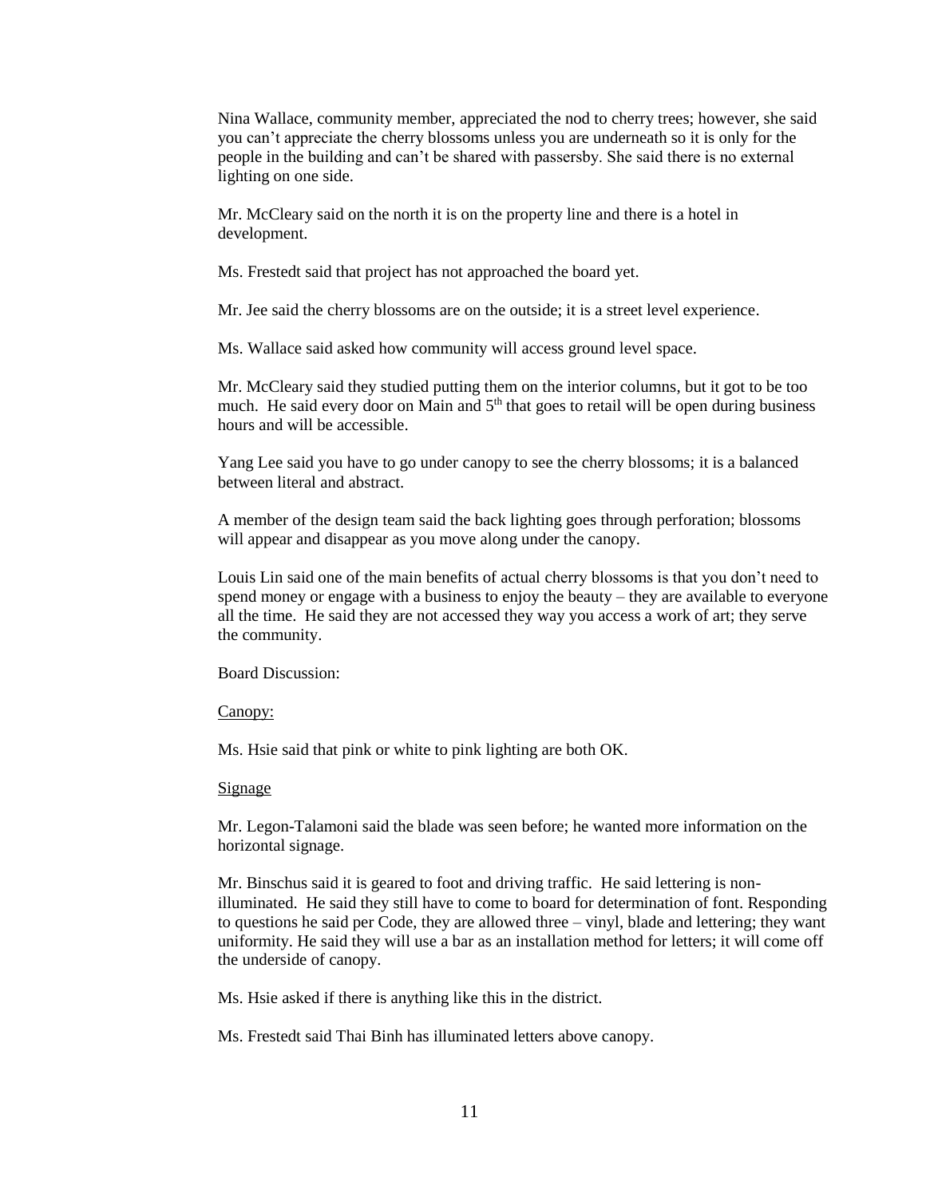Nina Wallace, community member, appreciated the nod to cherry trees; however, she said you can't appreciate the cherry blossoms unless you are underneath so it is only for the people in the building and can't be shared with passersby. She said there is no external lighting on one side.

Mr. McCleary said on the north it is on the property line and there is a hotel in development.

Ms. Frestedt said that project has not approached the board yet.

Mr. Jee said the cherry blossoms are on the outside; it is a street level experience.

Ms. Wallace said asked how community will access ground level space.

Mr. McCleary said they studied putting them on the interior columns, but it got to be too much. He said every door on Main and 5th that goes to retail will be open during business hours and will be accessible.

Yang Lee said you have to go under canopy to see the cherry blossoms; it is a balanced between literal and abstract.

A member of the design team said the back lighting goes through perforation; blossoms will appear and disappear as you move along under the canopy.

Louis Lin said one of the main benefits of actual cherry blossoms is that you don't need to spend money or engage with a business to enjoy the beauty – they are available to everyone all the time. He said they are not accessed they way you access a work of art; they serve the community.

Board Discussion:

Canopy:

Ms. Hsie said that pink or white to pink lighting are both OK.

Signage

Mr. Legon-Talamoni said the blade was seen before; he wanted more information on the horizontal signage.

Mr. Binschus said it is geared to foot and driving traffic. He said lettering is non-illuminated. He said they still have to come to board for determination of font. Responding to questions he said per Code, they are allowed three – vinyl, blade and lettering; they want uniformity. He said they will use a bar as an installation method for letters; it will come off the underside of canopy.

Ms. Hsie asked if there is anything like this in the district.

Ms. Frestedt said Thai Binh has illuminated letters above canopy.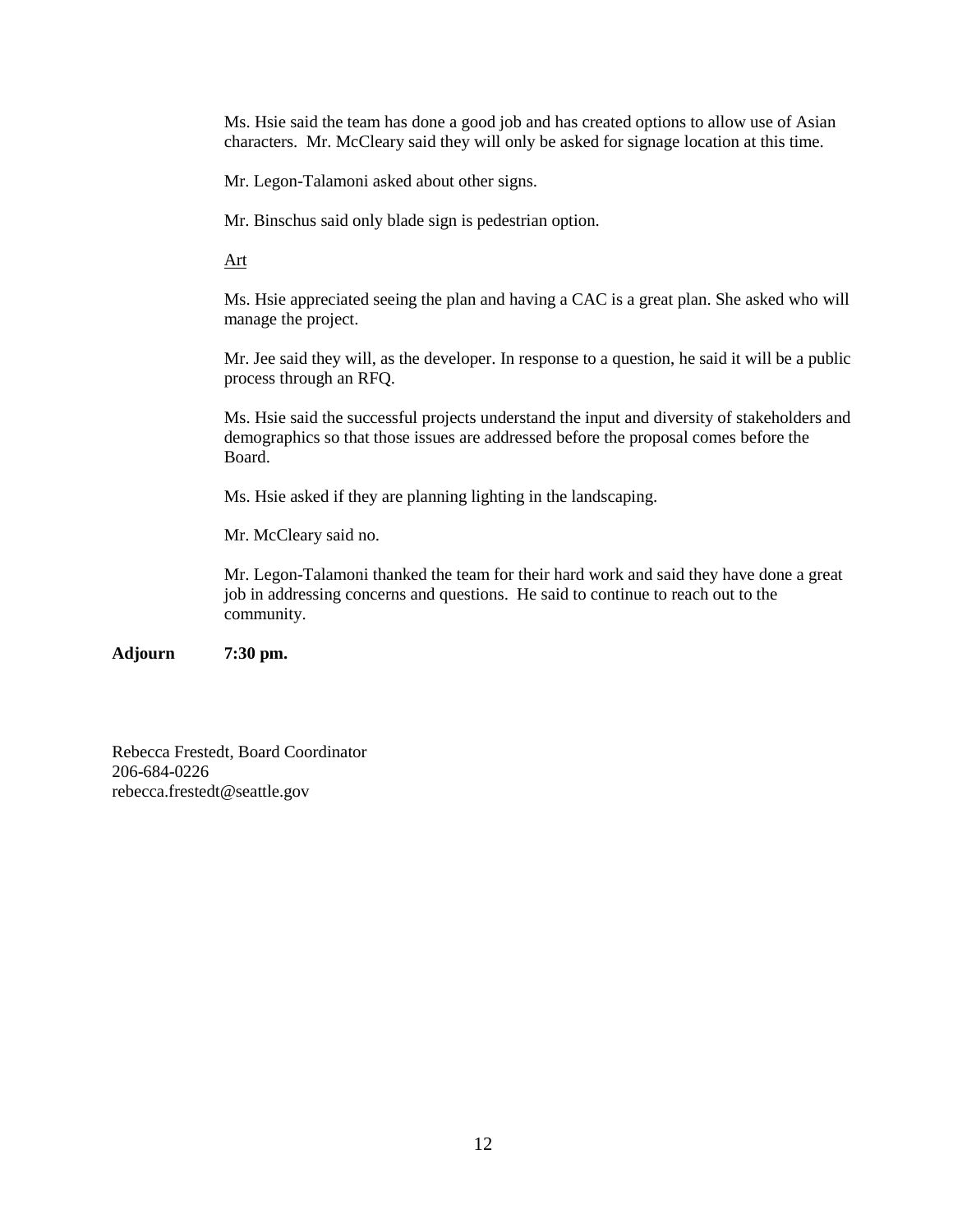Ms. Hsie said the team has done a good job and has created options to allow use of Asian characters. Mr. McCleary said they will only be asked for signage location at this time.

Mr. Legon-Talamoni asked about other signs.

Mr. Binschus said only blade sign is pedestrian option.

Art

Ms. Hsie appreciated seeing the plan and having a CAC is a great plan. She asked who will manage the project.

Mr. Jee said they will, as the developer. In response to a question, he said it will be a public process through an RFQ.

Ms. Hsie said the successful projects understand the input and diversity of stakeholders and demographics so that those issues are addressed before the proposal comes before the Board.

Ms. Hsie asked if they are planning lighting in the landscaping.

Mr. McCleary said no.

Mr. Legon-Talamoni thanked the team for their hard work and said they have done a great job in addressing concerns and questions. He said to continue to reach out to the community.

**Adjourn 7:30 pm.**

Rebecca Frestedt, Board Coordinator
206-684-0226
rebecca.frestedt@seattle.gov